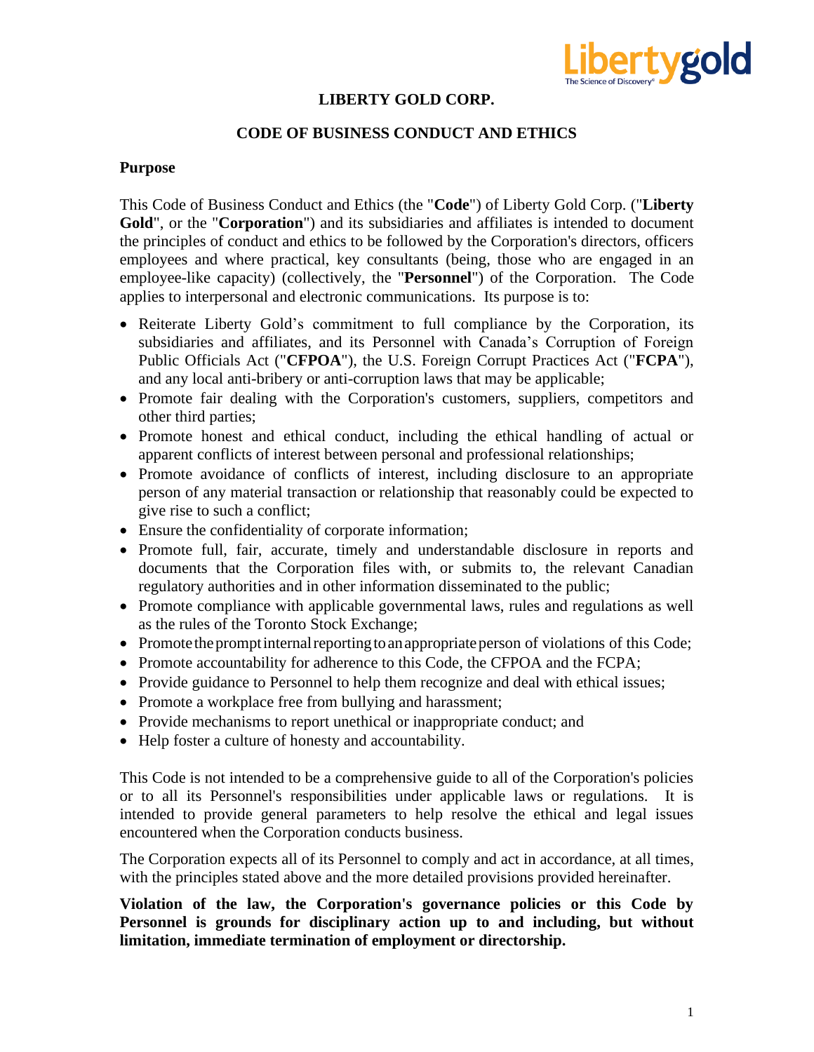# LIBERTY GOLD CORP.

## CODE OF BUSINESS CONDUCT AND ETHICS

### Purpose

This Code of Business Conduct and Ethics (the "**Code**") of Liberty Gold Corp. ("**Liberty Gold**", or the "**Corporation**") and its subsidiaries and affiliates is intended to document the principles of conduct and ethics to be followed by the Corporation's directors, officers employees and where practical, key consultants (being, those who are engaged in an employee-like capacity) (collectively, the "**Personnel**") of the Corporation. The Code applies to interpersonal and electronic communications. Its purpose is to:

- Reiterate Liberty Gold's commitment to full compliance by the Corporation, its subsidiaries and affiliates, and its Personnel with Canada's Corruption of Foreign Public Officials Act ("**CFPOA**"), the U.S. Foreign Corrupt Practices Act ("**FCPA**"), and any local anti-bribery or anti-corruption laws that may be applicable;
- Promote fair dealing with the Corporation's customers, suppliers, competitors and other third parties;
- Promote honest and ethical conduct, including the ethical handling of actual or apparent conflicts of interest between personal and professional relationships;
- Promote avoidance of conflicts of interest, including disclosure to an appropriate person of any material transaction or relationship that reasonably could be expected to give rise to such a conflict;
- Ensure the confidentiality of corporate information;
- Promote full, fair, accurate, timely and understandable disclosure in reports and documents that the Corporation files with, or submits to, the relevant Canadian regulatory authorities and in other information disseminated to the public;
- Promote compliance with applicable governmental laws, rules and regulations as well as the rules of the Toronto Stock Exchange;
- Promote the prompt internal reporting to an appropriate person of violations of this Code;
- Promote accountability for adherence to this Code, the CFPOA and the FCPA;
- Provide guidance to Personnel to help them recognize and deal with ethical issues;
- Promote a workplace free from bullying and harassment;
- Provide mechanisms to report unethical or inappropriate conduct; and
- Help foster a culture of honesty and accountability.

This Code is not intended to be a comprehensive guide to all of the Corporation's policies or to all its Personnel's responsibilities under applicable laws or regulations. It is intended to provide general parameters to help resolve the ethical and legal issues encountered when the Corporation conducts business.

The Corporation expects all of its Personnel to comply and act in accordance, at all times, with the principles stated above and the more detailed provisions provided hereinafter.

**Violation of the law, the Corporation's governance policies or this Code by Personnel is grounds for disciplinary action up to and including, but without limitation, immediate termination of employment or directorship.**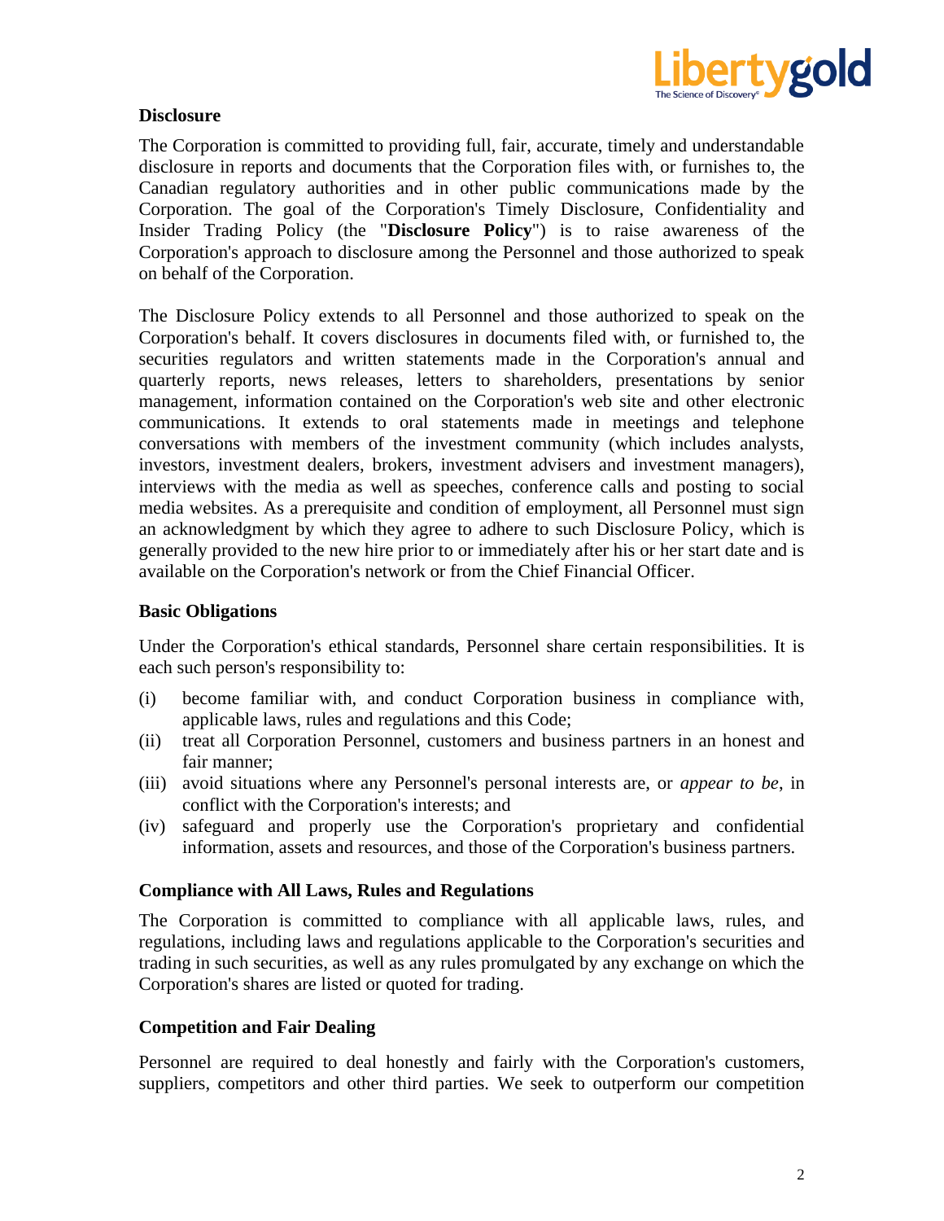### Disclosure

The Corporation is committed to providing full, fair, accurate, timely and understandable disclosure in reports and documents that the Corporation files with, or furnishes to, the Canadian regulatory authorities and in other public communications made by the Corporation. The goal of the Corporation's Timely Disclosure, Confidentiality and Insider Trading Policy (the "**Disclosure Policy**") is to raise awareness of the Corporation's approach to disclosure among the Personnel and those authorized to speak on behalf of the Corporation.

The Disclosure Policy extends to all Personnel and those authorized to speak on the Corporation's behalf. It covers disclosures in documents filed with, or furnished to, the securities regulators and written statements made in the Corporation's annual and quarterly reports, news releases, letters to shareholders, presentations by senior management, information contained on the Corporation's web site and other electronic communications. It extends to oral statements made in meetings and telephone conversations with members of the investment community (which includes analysts, investors, investment dealers, brokers, investment advisers and investment managers), interviews with the media as well as speeches, conference calls and posting to social media websites. As a prerequisite and condition of employment, all Personnel must sign an acknowledgment by which they agree to adhere to such Disclosure Policy, which is generally provided to the new hire prior to or immediately after his or her start date and is available on the Corporation's network or from the Chief Financial Officer.

### Basic Obligations

Under the Corporation's ethical standards, Personnel share certain responsibilities. It is each such person's responsibility to:

(i) become familiar with, and conduct Corporation business in compliance with, applicable laws, rules and regulations and this Code;

(ii) treat all Corporation Personnel, customers and business partners in an honest and fair manner;

(iii) avoid situations where any Personnel's personal interests are, or *appear to be*, in conflict with the Corporation's interests; and

(iv) safeguard and properly use the Corporation's proprietary and confidential information, assets and resources, and those of the Corporation's business partners.

### Compliance with All Laws, Rules and Regulations

The Corporation is committed to compliance with all applicable laws, rules, and regulations, including laws and regulations applicable to the Corporation's securities and trading in such securities, as well as any rules promulgated by any exchange on which the Corporation's shares are listed or quoted for trading.

### Competition and Fair Dealing

Personnel are required to deal honestly and fairly with the Corporation's customers, suppliers, competitors and other third parties. We seek to outperform our competition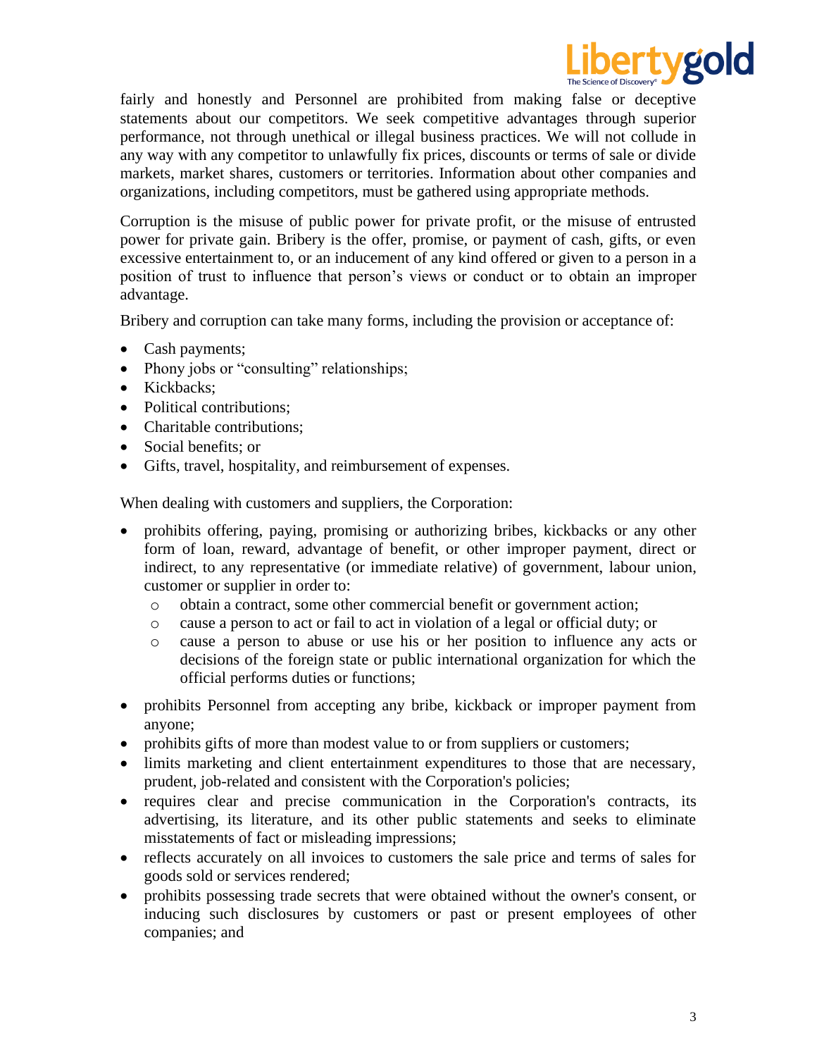fairly and honestly and Personnel are prohibited from making false or deceptive statements about our competitors. We seek competitive advantages through superior performance, not through unethical or illegal business practices. We will not collude in any way with any competitor to unlawfully fix prices, discounts or terms of sale or divide markets, market shares, customers or territories. Information about other companies and organizations, including competitors, must be gathered using appropriate methods.

Corruption is the misuse of public power for private profit, or the misuse of entrusted power for private gain. Bribery is the offer, promise, or payment of cash, gifts, or even excessive entertainment to, or an inducement of any kind offered or given to a person in a position of trust to influence that person's views or conduct or to obtain an improper advantage.

Bribery and corruption can take many forms, including the provision or acceptance of:

- Cash payments;
- Phony jobs or "consulting" relationships;
- Kickbacks;
- Political contributions;
- Charitable contributions;
- Social benefits; or
- Gifts, travel, hospitality, and reimbursement of expenses.

When dealing with customers and suppliers, the Corporation:

- prohibits offering, paying, promising or authorizing bribes, kickbacks or any other form of loan, reward, advantage of benefit, or other improper payment, direct or indirect, to any representative (or immediate relative) of government, labour union, customer or supplier in order to:
  - obtain a contract, some other commercial benefit or government action;
  - cause a person to act or fail to act in violation of a legal or official duty; or
  - cause a person to abuse or use his or her position to influence any acts or decisions of the foreign state or public international organization for which the official performs duties or functions;
- prohibits Personnel from accepting any bribe, kickback or improper payment from anyone;
- prohibits gifts of more than modest value to or from suppliers or customers;
- limits marketing and client entertainment expenditures to those that are necessary, prudent, job-related and consistent with the Corporation's policies;
- requires clear and precise communication in the Corporation's contracts, its advertising, its literature, and its other public statements and seeks to eliminate misstatements of fact or misleading impressions;
- reflects accurately on all invoices to customers the sale price and terms of sales for goods sold or services rendered;
- prohibits possessing trade secrets that were obtained without the owner's consent, or inducing such disclosures by customers or past or present employees of other companies; and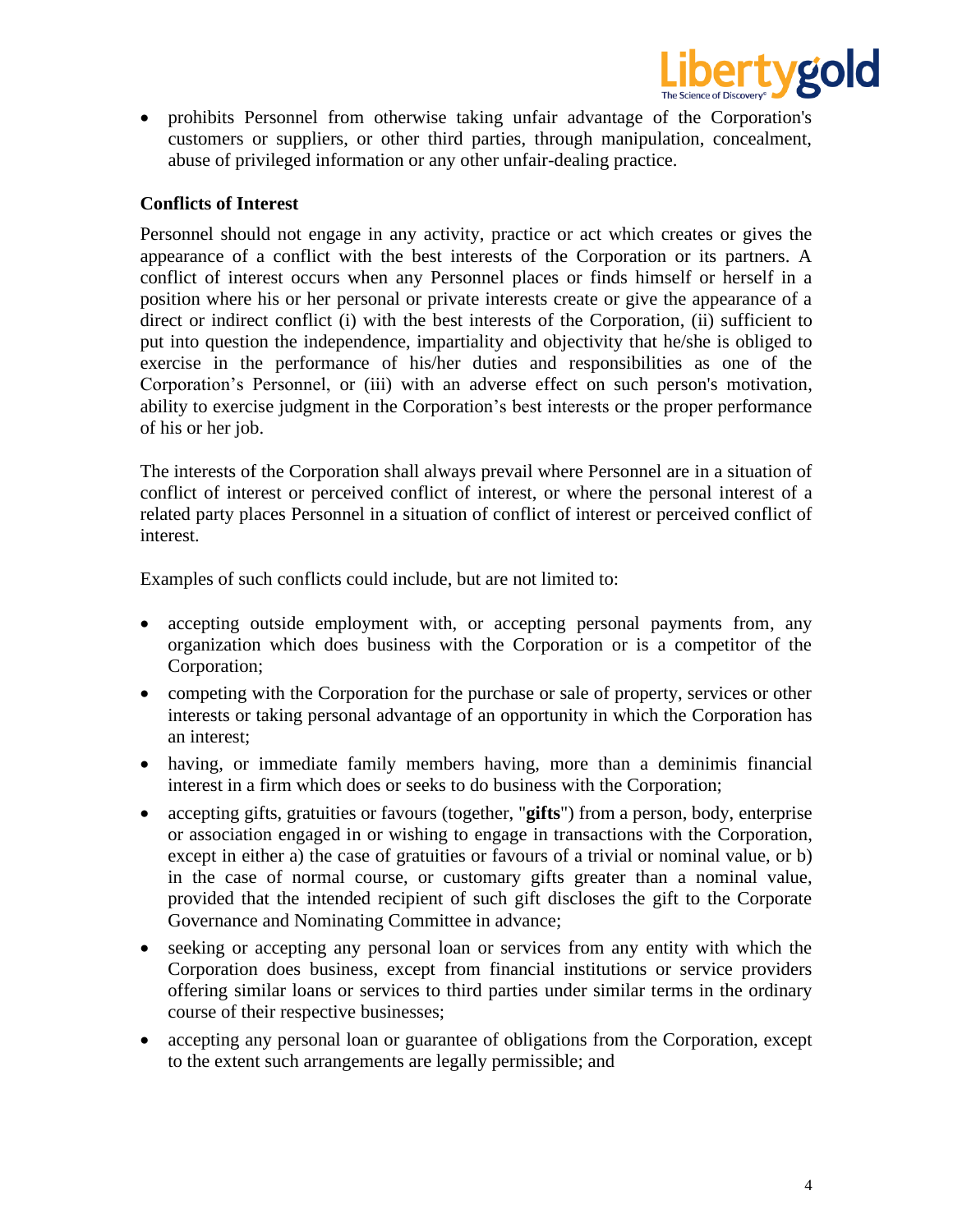- prohibits Personnel from otherwise taking unfair advantage of the Corporation's customers or suppliers, or other third parties, through manipulation, concealment, abuse of privileged information or any other unfair-dealing practice.

**Conflicts of Interest**

Personnel should not engage in any activity, practice or act which creates or gives the appearance of a conflict with the best interests of the Corporation or its partners. A conflict of interest occurs when any Personnel places or finds himself or herself in a position where his or her personal or private interests create or give the appearance of a direct or indirect conflict (i) with the best interests of the Corporation, (ii) sufficient to put into question the independence, impartiality and objectivity that he/she is obliged to exercise in the performance of his/her duties and responsibilities as one of the Corporation's Personnel, or (iii) with an adverse effect on such person's motivation, ability to exercise judgment in the Corporation's best interests or the proper performance of his or her job.

The interests of the Corporation shall always prevail where Personnel are in a situation of conflict of interest or perceived conflict of interest, or where the personal interest of a related party places Personnel in a situation of conflict of interest or perceived conflict of interest.

Examples of such conflicts could include, but are not limited to:

- accepting outside employment with, or accepting personal payments from, any organization which does business with the Corporation or is a competitor of the Corporation;
- competing with the Corporation for the purchase or sale of property, services or other interests or taking personal advantage of an opportunity in which the Corporation has an interest;
- having, or immediate family members having, more than a deminimis financial interest in a firm which does or seeks to do business with the Corporation;
- accepting gifts, gratuities or favours (together, "**gifts**") from a person, body, enterprise or association engaged in or wishing to engage in transactions with the Corporation, except in either a) the case of gratuities or favours of a trivial or nominal value, or b) in the case of normal course, or customary gifts greater than a nominal value, provided that the intended recipient of such gift discloses the gift to the Corporate Governance and Nominating Committee in advance;
- seeking or accepting any personal loan or services from any entity with which the Corporation does business, except from financial institutions or service providers offering similar loans or services to third parties under similar terms in the ordinary course of their respective businesses;
- accepting any personal loan or guarantee of obligations from the Corporation, except to the extent such arrangements are legally permissible; and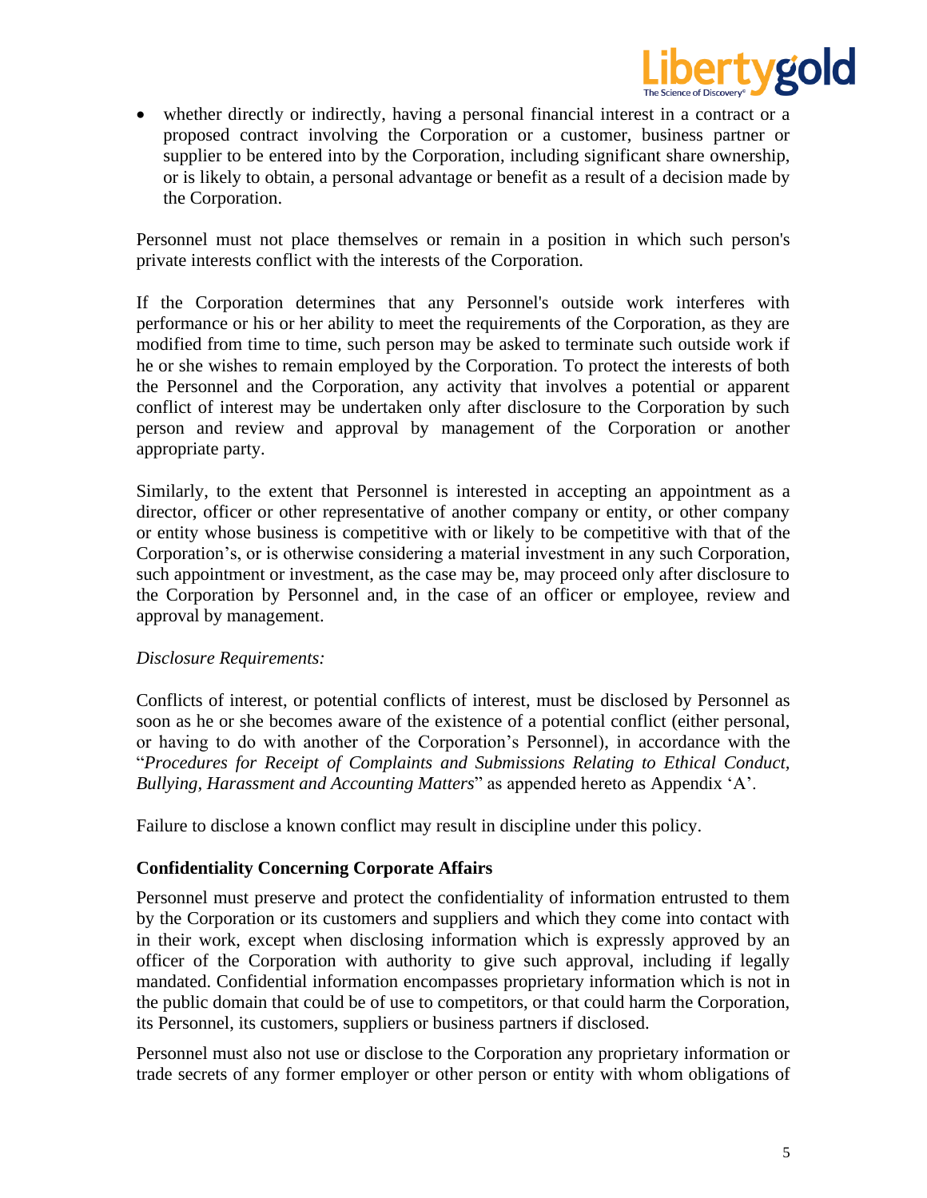- whether directly or indirectly, having a personal financial interest in a contract or a proposed contract involving the Corporation or a customer, business partner or supplier to be entered into by the Corporation, including significant share ownership, or is likely to obtain, a personal advantage or benefit as a result of a decision made by the Corporation.

Personnel must not place themselves or remain in a position in which such person's private interests conflict with the interests of the Corporation.

If the Corporation determines that any Personnel's outside work interferes with performance or his or her ability to meet the requirements of the Corporation, as they are modified from time to time, such person may be asked to terminate such outside work if he or she wishes to remain employed by the Corporation. To protect the interests of both the Personnel and the Corporation, any activity that involves a potential or apparent conflict of interest may be undertaken only after disclosure to the Corporation by such person and review and approval by management of the Corporation or another appropriate party.

Similarly, to the extent that Personnel is interested in accepting an appointment as a director, officer or other representative of another company or entity, or other company or entity whose business is competitive with or likely to be competitive with that of the Corporation's, or is otherwise considering a material investment in any such Corporation, such appointment or investment, as the case may be, may proceed only after disclosure to the Corporation by Personnel and, in the case of an officer or employee, review and approval by management.

*Disclosure Requirements:*

Conflicts of interest, or potential conflicts of interest, must be disclosed by Personnel as soon as he or she becomes aware of the existence of a potential conflict (either personal, or having to do with another of the Corporation's Personnel), in accordance with the "*Procedures for Receipt of Complaints and Submissions Relating to Ethical Conduct, Bullying, Harassment and Accounting Matters*" as appended hereto as Appendix 'A'.

Failure to disclose a known conflict may result in discipline under this policy.

### Confidentiality Concerning Corporate Affairs

Personnel must preserve and protect the confidentiality of information entrusted to them by the Corporation or its customers and suppliers and which they come into contact with in their work, except when disclosing information which is expressly approved by an officer of the Corporation with authority to give such approval, including if legally mandated. Confidential information encompasses proprietary information which is not in the public domain that could be of use to competitors, or that could harm the Corporation, its Personnel, its customers, suppliers or business partners if disclosed.

Personnel must also not use or disclose to the Corporation any proprietary information or trade secrets of any former employer or other person or entity with whom obligations of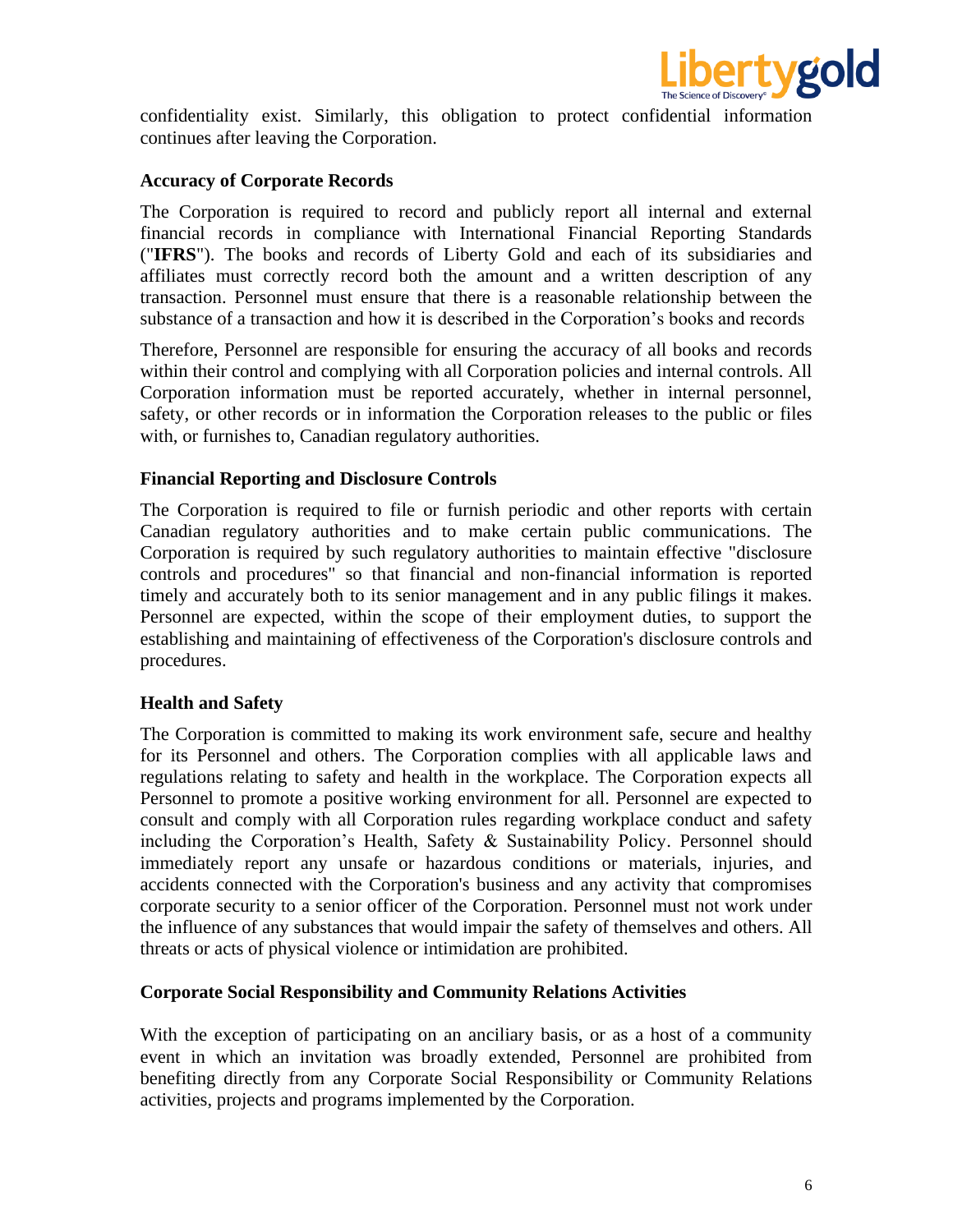confidentiality exist. Similarly, this obligation to protect confidential information continues after leaving the Corporation.

### Accuracy of Corporate Records

The Corporation is required to record and publicly report all internal and external financial records in compliance with International Financial Reporting Standards ("**IFRS**"). The books and records of Liberty Gold and each of its subsidiaries and affiliates must correctly record both the amount and a written description of any transaction. Personnel must ensure that there is a reasonable relationship between the substance of a transaction and how it is described in the Corporation's books and records

Therefore, Personnel are responsible for ensuring the accuracy of all books and records within their control and complying with all Corporation policies and internal controls. All Corporation information must be reported accurately, whether in internal personnel, safety, or other records or in information the Corporation releases to the public or files with, or furnishes to, Canadian regulatory authorities.

### Financial Reporting and Disclosure Controls

The Corporation is required to file or furnish periodic and other reports with certain Canadian regulatory authorities and to make certain public communications. The Corporation is required by such regulatory authorities to maintain effective "disclosure controls and procedures" so that financial and non-financial information is reported timely and accurately both to its senior management and in any public filings it makes. Personnel are expected, within the scope of their employment duties, to support the establishing and maintaining of effectiveness of the Corporation's disclosure controls and procedures.

### Health and Safety

The Corporation is committed to making its work environment safe, secure and healthy for its Personnel and others. The Corporation complies with all applicable laws and regulations relating to safety and health in the workplace. The Corporation expects all Personnel to promote a positive working environment for all. Personnel are expected to consult and comply with all Corporation rules regarding workplace conduct and safety including the Corporation's Health, Safety & Sustainability Policy. Personnel should immediately report any unsafe or hazardous conditions or materials, injuries, and accidents connected with the Corporation's business and any activity that compromises corporate security to a senior officer of the Corporation. Personnel must not work under the influence of any substances that would impair the safety of themselves and others. All threats or acts of physical violence or intimidation are prohibited.

### Corporate Social Responsibility and Community Relations Activities

With the exception of participating on an anciliary basis, or as a host of a community event in which an invitation was broadly extended, Personnel are prohibited from benefiting directly from any Corporate Social Responsibility or Community Relations activities, projects and programs implemented by the Corporation.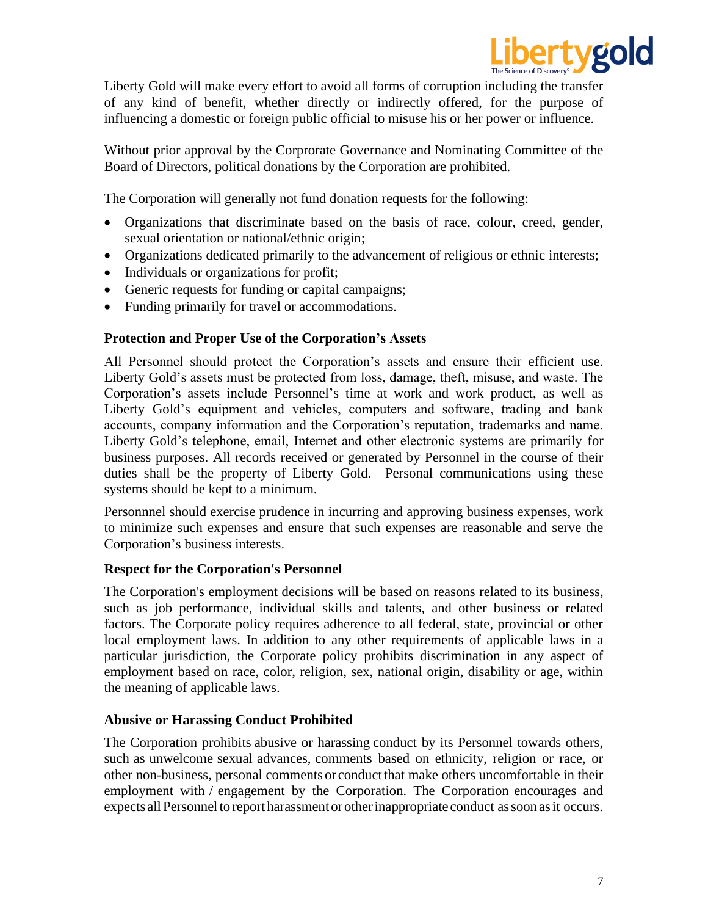Liberty Gold will make every effort to avoid all forms of corruption including the transfer of any kind of benefit, whether directly or indirectly offered, for the purpose of influencing a domestic or foreign public official to misuse his or her power or influence.

Without prior approval by the Corprorate Governance and Nominating Committee of the Board of Directors, political donations by the Corporation are prohibited.

The Corporation will generally not fund donation requests for the following:

- Organizations that discriminate based on the basis of race, colour, creed, gender, sexual orientation or national/ethnic origin;
- Organizations dedicated primarily to the advancement of religious or ethnic interests;
- Individuals or organizations for profit;
- Generic requests for funding or capital campaigns;
- Funding primarily for travel or accommodations.

**Protection and Proper Use of the Corporation's Assets**

All Personnel should protect the Corporation's assets and ensure their efficient use. Liberty Gold's assets must be protected from loss, damage, theft, misuse, and waste. The Corporation's assets include Personnel's time at work and work product, as well as Liberty Gold's equipment and vehicles, computers and software, trading and bank accounts, company information and the Corporation's reputation, trademarks and name. Liberty Gold's telephone, email, Internet and other electronic systems are primarily for business purposes. All records received or generated by Personnel in the course of their duties shall be the property of Liberty Gold. Personal communications using these systems should be kept to a minimum.

Personnnel should exercise prudence in incurring and approving business expenses, work to minimize such expenses and ensure that such expenses are reasonable and serve the Corporation's business interests.

**Respect for the Corporation's Personnel**

The Corporation's employment decisions will be based on reasons related to its business, such as job performance, individual skills and talents, and other business or related factors. The Corporate policy requires adherence to all federal, state, provincial or other local employment laws. In addition to any other requirements of applicable laws in a particular jurisdiction, the Corporate policy prohibits discrimination in any aspect of employment based on race, color, religion, sex, national origin, disability or age, within the meaning of applicable laws.

**Abusive or Harassing Conduct Prohibited**

The Corporation prohibits abusive or harassing conduct by its Personnel towards others, such as unwelcome sexual advances, comments based on ethnicity, religion or race, or other non-business, personal comments or conduct that make others uncomfortable in their employment with / engagement by the Corporation. The Corporation encourages and expects all Personnel to report harassment or other inappropriate conduct as soon as it occurs.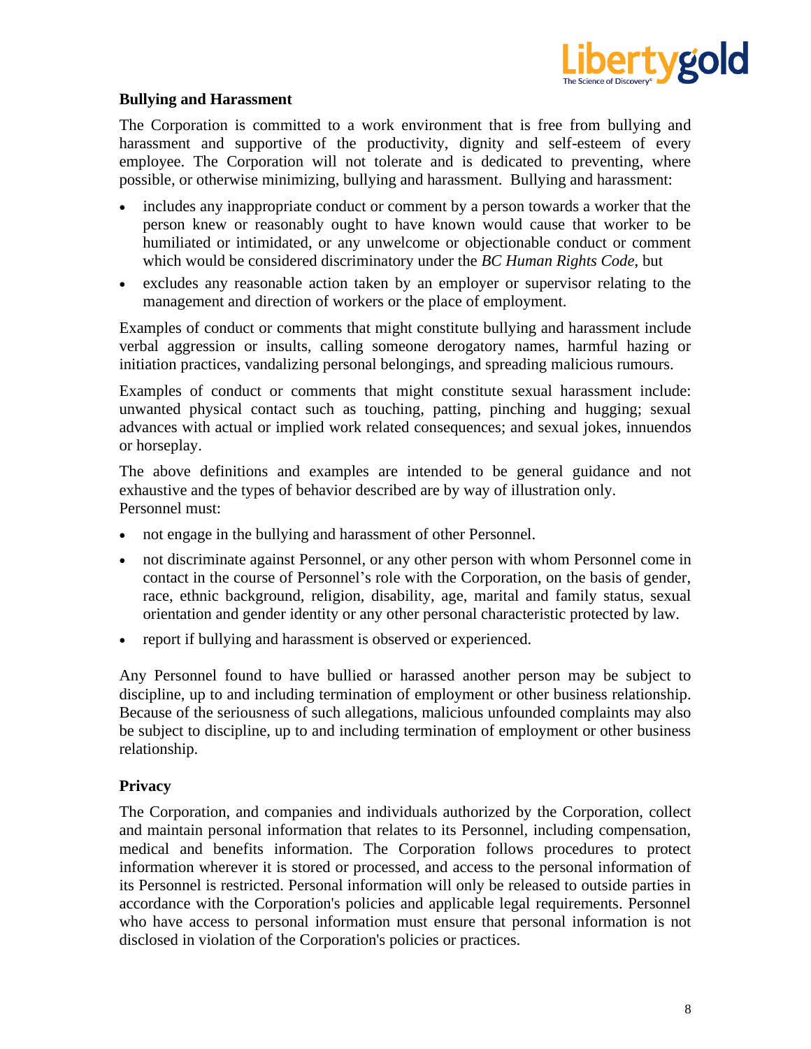**Bullying and Harassment**

The Corporation is committed to a work environment that is free from bullying and harassment and supportive of the productivity, dignity and self-esteem of every employee. The Corporation will not tolerate and is dedicated to preventing, where possible, or otherwise minimizing, bullying and harassment. Bullying and harassment:

- includes any inappropriate conduct or comment by a person towards a worker that the person knew or reasonably ought to have known would cause that worker to be humiliated or intimidated, or any unwelcome or objectionable conduct or comment which would be considered discriminatory under the *BC Human Rights Code*, but
- excludes any reasonable action taken by an employer or supervisor relating to the management and direction of workers or the place of employment.

Examples of conduct or comments that might constitute bullying and harassment include verbal aggression or insults, calling someone derogatory names, harmful hazing or initiation practices, vandalizing personal belongings, and spreading malicious rumours.

Examples of conduct or comments that might constitute sexual harassment include: unwanted physical contact such as touching, patting, pinching and hugging; sexual advances with actual or implied work related consequences; and sexual jokes, innuendos or horseplay.

The above definitions and examples are intended to be general guidance and not exhaustive and the types of behavior described are by way of illustration only.
Personnel must:

- not engage in the bullying and harassment of other Personnel.
- not discriminate against Personnel, or any other person with whom Personnel come in contact in the course of Personnel's role with the Corporation, on the basis of gender, race, ethnic background, religion, disability, age, marital and family status, sexual orientation and gender identity or any other personal characteristic protected by law.
- report if bullying and harassment is observed or experienced.

Any Personnel found to have bullied or harassed another person may be subject to discipline, up to and including termination of employment or other business relationship. Because of the seriousness of such allegations, malicious unfounded complaints may also be subject to discipline, up to and including termination of employment or other business relationship.

**Privacy**

The Corporation, and companies and individuals authorized by the Corporation, collect and maintain personal information that relates to its Personnel, including compensation, medical and benefits information. The Corporation follows procedures to protect information wherever it is stored or processed, and access to the personal information of its Personnel is restricted. Personal information will only be released to outside parties in accordance with the Corporation's policies and applicable legal requirements. Personnel who have access to personal information must ensure that personal information is not disclosed in violation of the Corporation's policies or practices.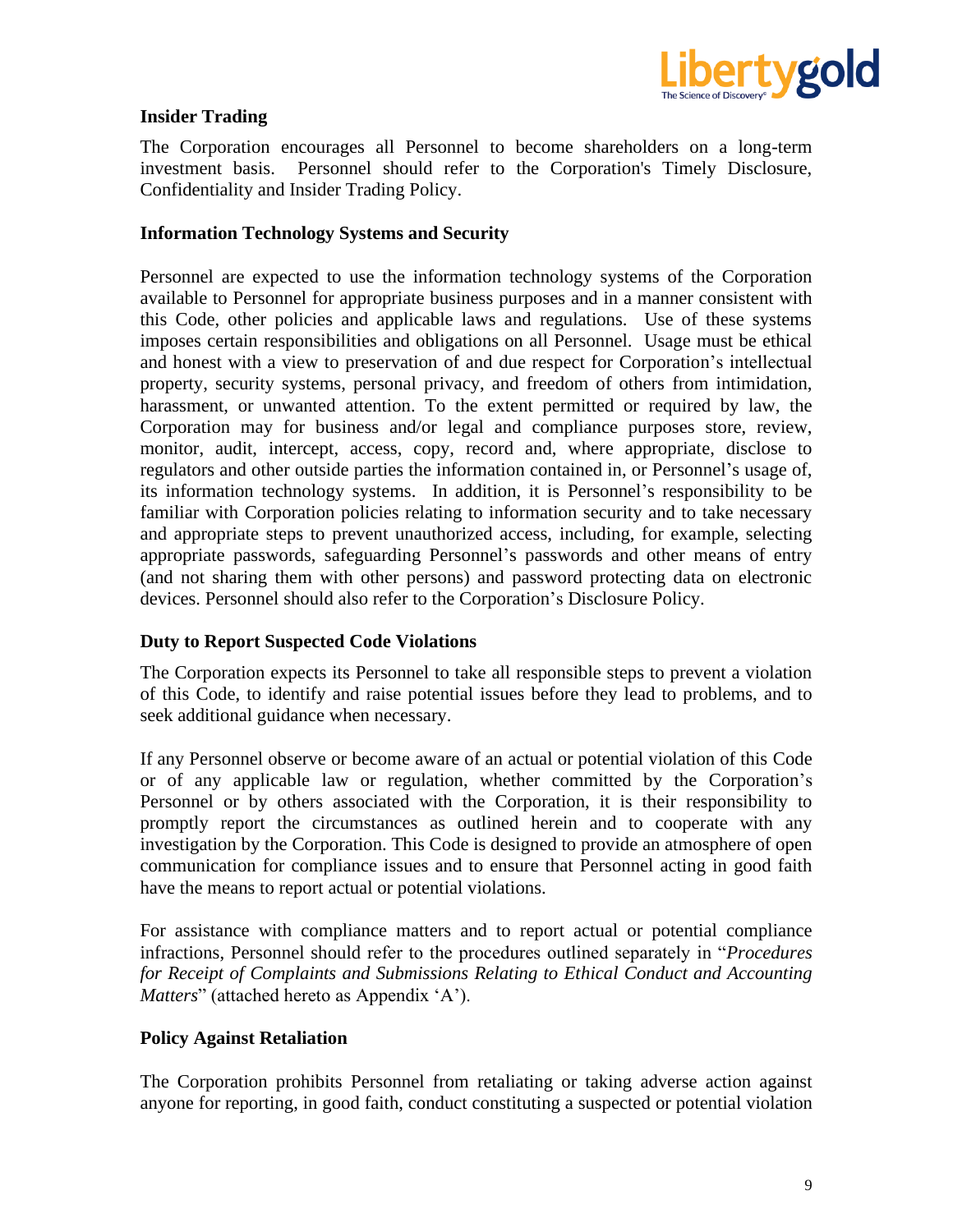## Insider Trading

The Corporation encourages all Personnel to become shareholders on a long-term investment basis. Personnel should refer to the Corporation's Timely Disclosure, Confidentiality and Insider Trading Policy.

## Information Technology Systems and Security

Personnel are expected to use the information technology systems of the Corporation available to Personnel for appropriate business purposes and in a manner consistent with this Code, other policies and applicable laws and regulations. Use of these systems imposes certain responsibilities and obligations on all Personnel. Usage must be ethical and honest with a view to preservation of and due respect for Corporation's intellectual property, security systems, personal privacy, and freedom of others from intimidation, harassment, or unwanted attention. To the extent permitted or required by law, the Corporation may for business and/or legal and compliance purposes store, review, monitor, audit, intercept, access, copy, record and, where appropriate, disclose to regulators and other outside parties the information contained in, or Personnel's usage of, its information technology systems. In addition, it is Personnel's responsibility to be familiar with Corporation policies relating to information security and to take necessary and appropriate steps to prevent unauthorized access, including, for example, selecting appropriate passwords, safeguarding Personnel's passwords and other means of entry (and not sharing them with other persons) and password protecting data on electronic devices. Personnel should also refer to the Corporation's Disclosure Policy.

## Duty to Report Suspected Code Violations

The Corporation expects its Personnel to take all responsible steps to prevent a violation of this Code, to identify and raise potential issues before they lead to problems, and to seek additional guidance when necessary.

If any Personnel observe or become aware of an actual or potential violation of this Code or of any applicable law or regulation, whether committed by the Corporation's Personnel or by others associated with the Corporation, it is their responsibility to promptly report the circumstances as outlined herein and to cooperate with any investigation by the Corporation. This Code is designed to provide an atmosphere of open communication for compliance issues and to ensure that Personnel acting in good faith have the means to report actual or potential violations.

For assistance with compliance matters and to report actual or potential compliance infractions, Personnel should refer to the procedures outlined separately in "*Procedures for Receipt of Complaints and Submissions Relating to Ethical Conduct and Accounting Matters*" (attached hereto as Appendix 'A').

## Policy Against Retaliation

The Corporation prohibits Personnel from retaliating or taking adverse action against anyone for reporting, in good faith, conduct constituting a suspected or potential violation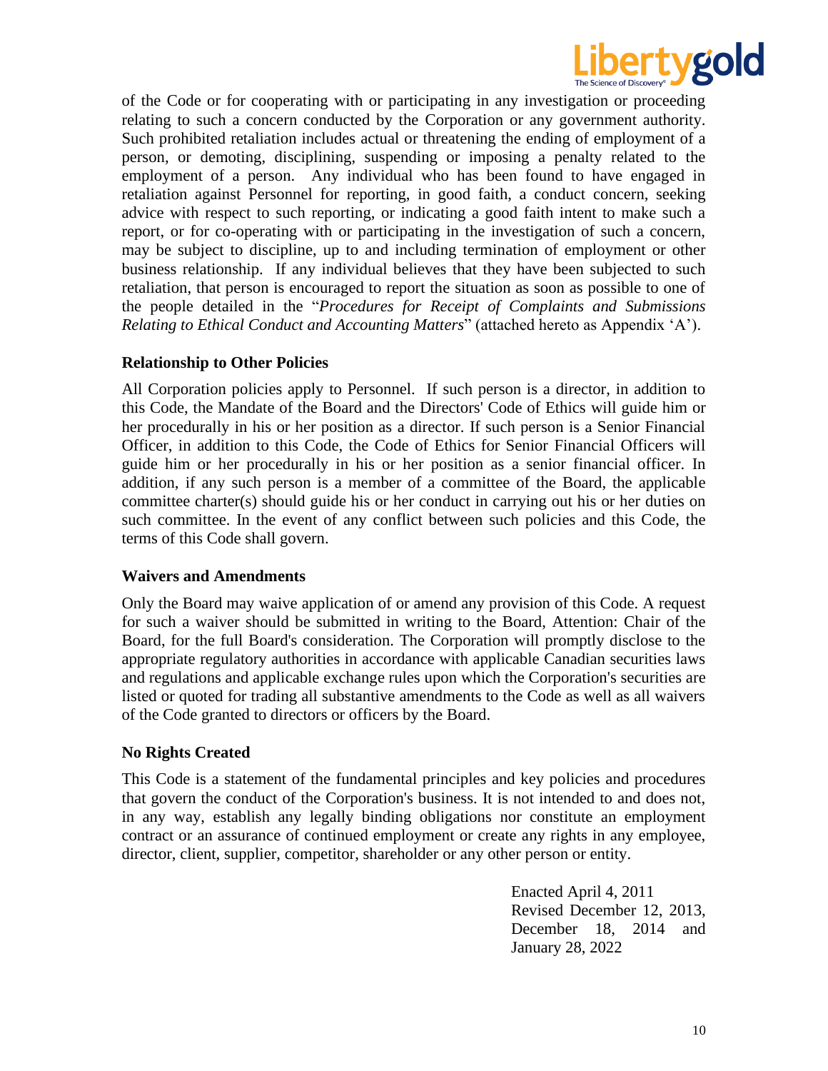of the Code or for cooperating with or participating in any investigation or proceeding relating to such a concern conducted by the Corporation or any government authority. Such prohibited retaliation includes actual or threatening the ending of employment of a person, or demoting, disciplining, suspending or imposing a penalty related to the employment of a person. Any individual who has been found to have engaged in retaliation against Personnel for reporting, in good faith, a conduct concern, seeking advice with respect to such reporting, or indicating a good faith intent to make such a report, or for co-operating with or participating in the investigation of such a concern, may be subject to discipline, up to and including termination of employment or other business relationship. If any individual believes that they have been subjected to such retaliation, that person is encouraged to report the situation as soon as possible to one of the people detailed in the "*Procedures for Receipt of Complaints and Submissions Relating to Ethical Conduct and Accounting Matters*" (attached hereto as Appendix 'A').

**Relationship to Other Policies**

All Corporation policies apply to Personnel. If such person is a director, in addition to this Code, the Mandate of the Board and the Directors' Code of Ethics will guide him or her procedurally in his or her position as a director. If such person is a Senior Financial Officer, in addition to this Code, the Code of Ethics for Senior Financial Officers will guide him or her procedurally in his or her position as a senior financial officer. In addition, if any such person is a member of a committee of the Board, the applicable committee charter(s) should guide his or her conduct in carrying out his or her duties on such committee. In the event of any conflict between such policies and this Code, the terms of this Code shall govern.

**Waivers and Amendments**

Only the Board may waive application of or amend any provision of this Code. A request for such a waiver should be submitted in writing to the Board, Attention: Chair of the Board, for the full Board's consideration. The Corporation will promptly disclose to the appropriate regulatory authorities in accordance with applicable Canadian securities laws and regulations and applicable exchange rules upon which the Corporation's securities are listed or quoted for trading all substantive amendments to the Code as well as all waivers of the Code granted to directors or officers by the Board.

**No Rights Created**

This Code is a statement of the fundamental principles and key policies and procedures that govern the conduct of the Corporation's business. It is not intended to and does not, in any way, establish any legally binding obligations nor constitute an employment contract or an assurance of continued employment or create any rights in any employee, director, client, supplier, competitor, shareholder or any other person or entity.

Enacted April 4, 2011
Revised December 12, 2013, December 18, 2014 and January 28, 2022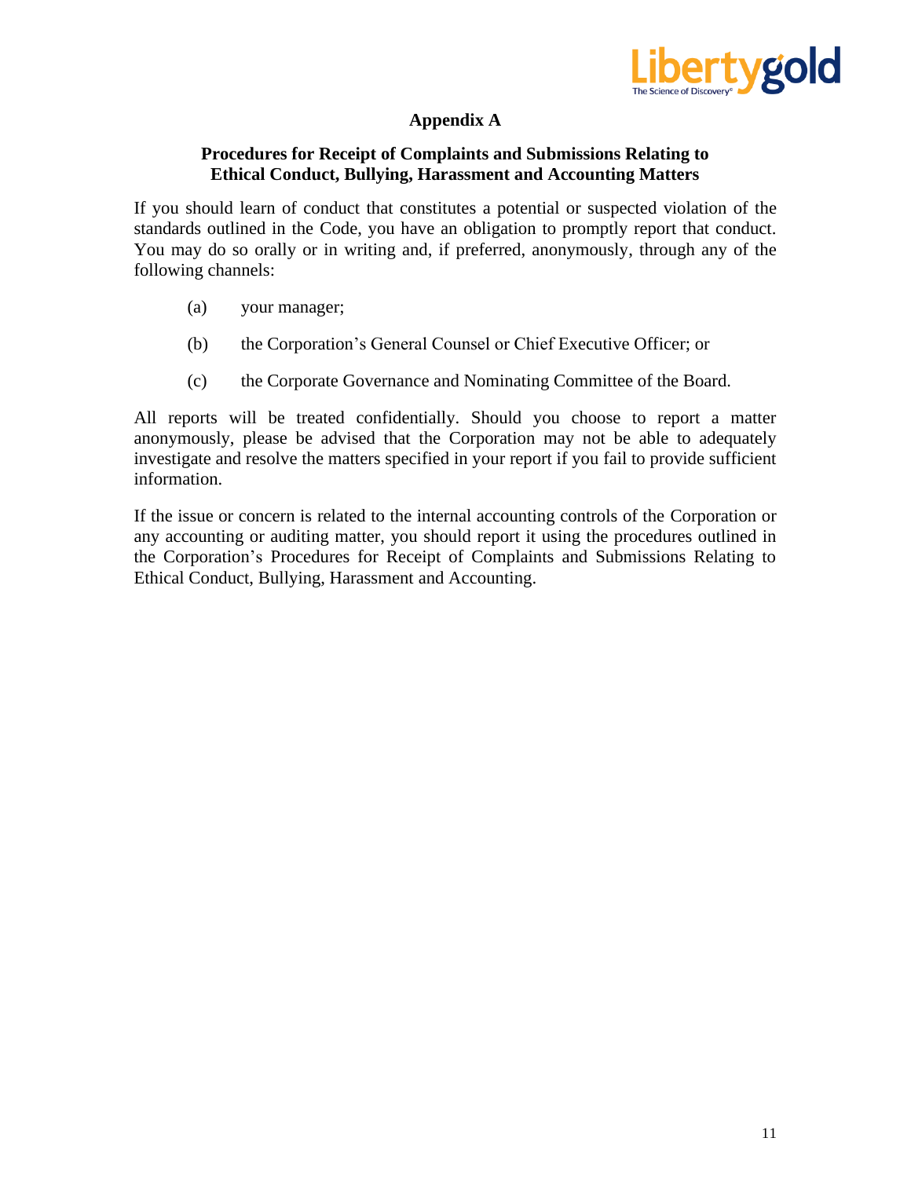# Appendix A

## Procedures for Receipt of Complaints and Submissions Relating to Ethical Conduct, Bullying, Harassment and Accounting Matters

If you should learn of conduct that constitutes a potential or suspected violation of the standards outlined in the Code, you have an obligation to promptly report that conduct. You may do so orally or in writing and, if preferred, anonymously, through any of the following channels:

(a) your manager;

(b) the Corporation's General Counsel or Chief Executive Officer; or

(c) the Corporate Governance and Nominating Committee of the Board.

All reports will be treated confidentially. Should you choose to report a matter anonymously, please be advised that the Corporation may not be able to adequately investigate and resolve the matters specified in your report if you fail to provide sufficient information.

If the issue or concern is related to the internal accounting controls of the Corporation or any accounting or auditing matter, you should report it using the procedures outlined in the Corporation's Procedures for Receipt of Complaints and Submissions Relating to Ethical Conduct, Bullying, Harassment and Accounting.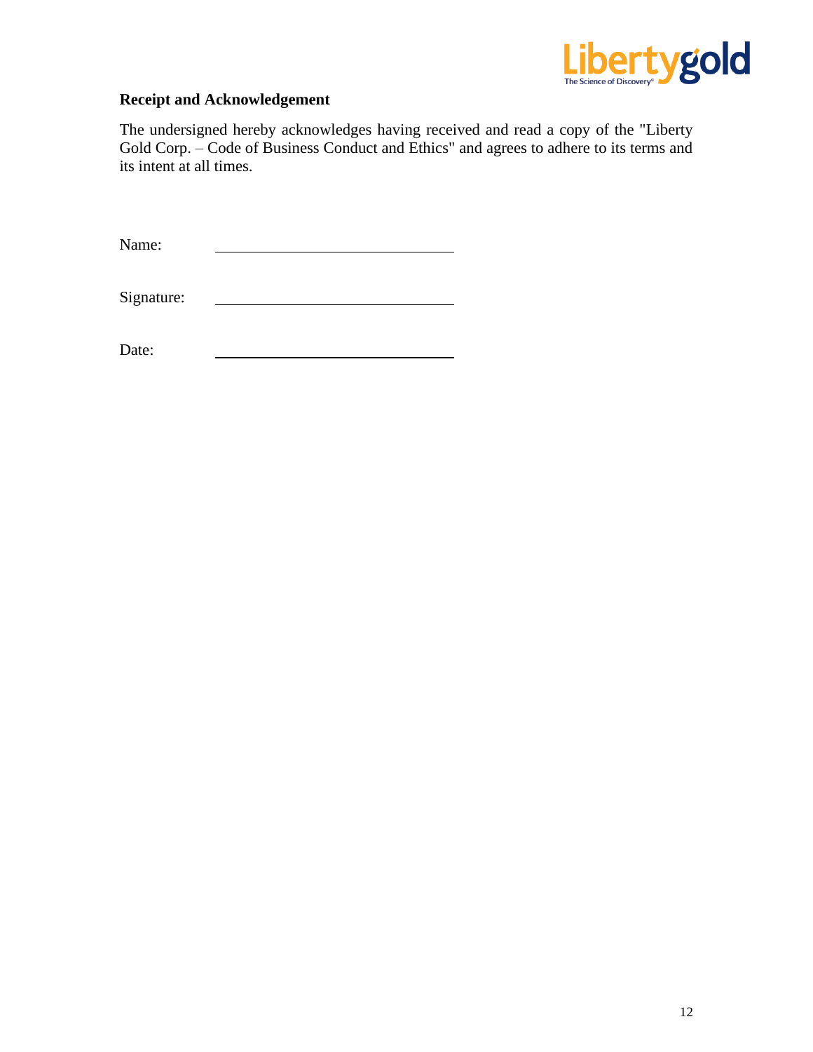**Receipt and Acknowledgement**

The undersigned hereby acknowledges having received and read a copy of the "Liberty Gold Corp. – Code of Business Conduct and Ethics" and agrees to adhere to its terms and its intent at all times.

Name: \_\_\_\_\_\_\_\_\_\_\_\_\_\_\_\_\_\_\_\_\_\_\_\_\_\_\_\_\_\_

Signature: \_\_\_\_\_\_\_\_\_\_\_\_\_\_\_\_\_\_\_\_\_\_\_\_\_\_\_\_\_\_

Date: \_\_\_\_\_\_\_\_\_\_\_\_\_\_\_\_\_\_\_\_\_\_\_\_\_\_\_\_\_\_